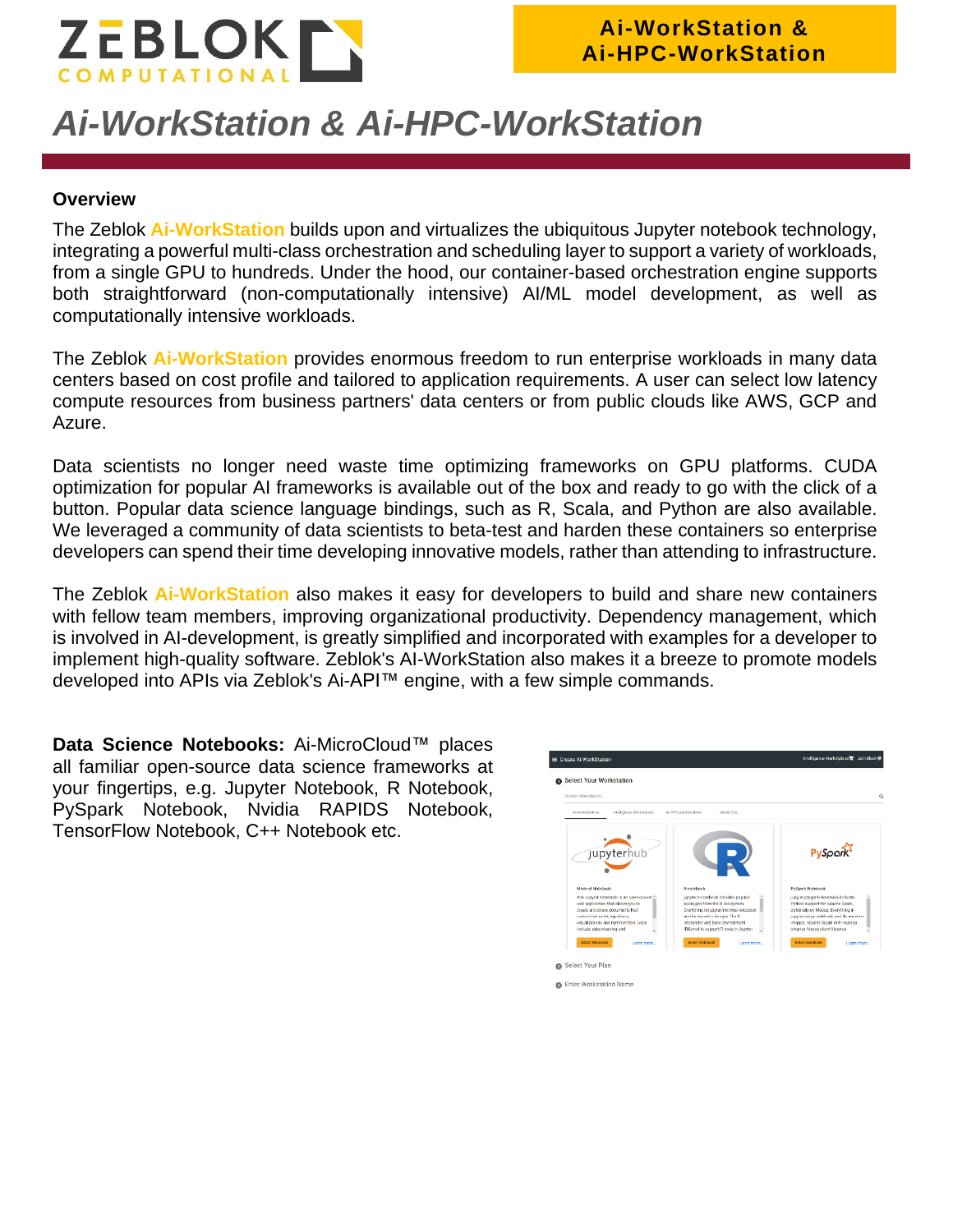# Ai-WorkStation & Ai-HPC-WorkStation

## Overview

The Zeblok **Ai-WorkStation** builds upon and virtualizes the ubiquitous Jupyter notebook technology, integrating a powerful multi-class orchestration and scheduling layer to support a variety of workloads, from a single GPU to hundreds. Under the hood, our container-based orchestration engine supports both straightforward (non-computationally intensive) AI/ML model development, as well as computationally intensive workloads.

The Zeblok **Ai-WorkStation** provides enormous freedom to run enterprise workloads in many data centers based on cost profile and tailored to application requirements. A user can select low latency compute resources from business partners' data centers or from public clouds like AWS, GCP and Azure.

Data scientists no longer need waste time optimizing frameworks on GPU platforms. CUDA optimization for popular AI frameworks is available out of the box and ready to go with the click of a button. Popular data science language bindings, such as R, Scala, and Python are also available. We leveraged a community of data scientists to beta-test and harden these containers so enterprise developers can spend their time developing innovative models, rather than attending to infrastructure.

The Zeblok **Ai-WorkStation** also makes it easy for developers to build and share new containers with fellow team members, improving organizational productivity. Dependency management, which is involved in AI-development, is greatly simplified and incorporated with examples for a developer to implement high-quality software. Zeblok's AI-WorkStation also makes it a breeze to promote models developed into APIs via Zeblok's Ai-API™ engine, with a few simple commands.

**Data Science Notebooks:** Ai-MicroCloud™ places all familiar open-source data science frameworks at your fingertips, e.g. Jupyter Notebook, R Notebook, PySpark Notebook, Nvidia RAPIDS Notebook, TensorFlow Notebook, C++ Notebook etc.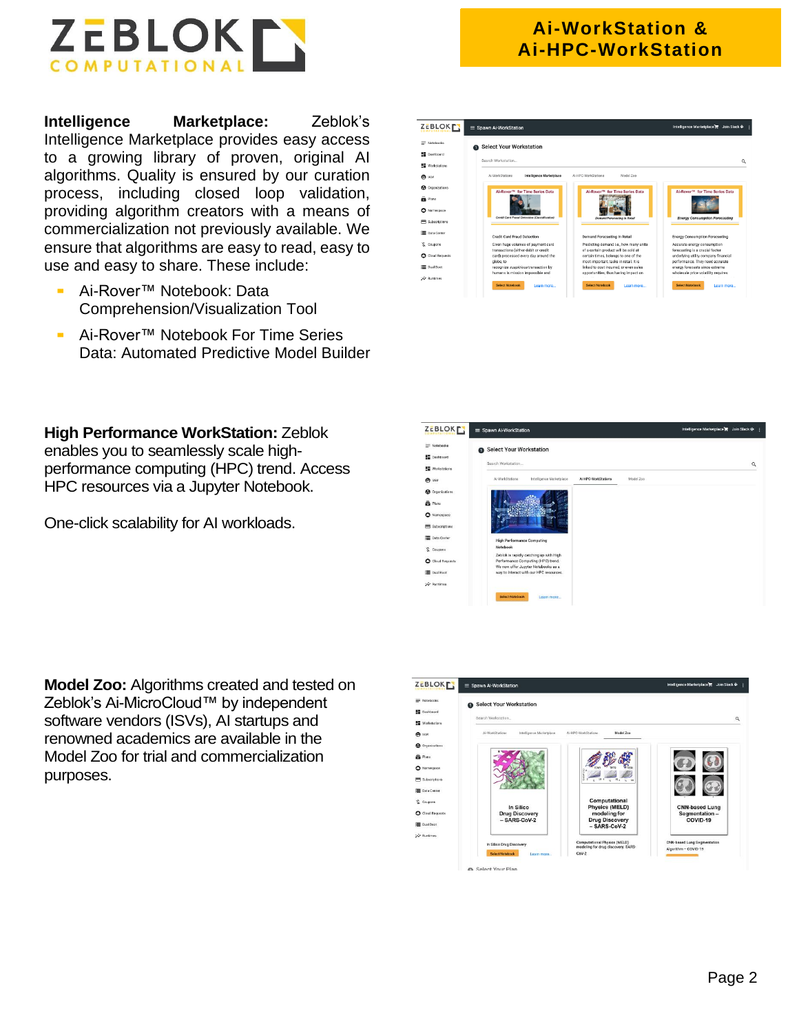# Ai-WorkStation & Ai-HPC-WorkStation

**Intelligence Marketplace:** Zeblok's Intelligence Marketplace provides easy access to a growing library of proven, original AI algorithms. Quality is ensured by our curation process, including closed loop validation, providing algorithm creators with a means of commercialization not previously available. We ensure that algorithms are easy to read, easy to use and easy to share. These include:

- Ai-Rover™ Notebook: Data Comprehension/Visualization Tool
- Ai-Rover™ Notebook For Time Series Data: Automated Predictive Model Builder

**High Performance WorkStation:** Zeblok enables you to seamlessly scale high-performance computing (HPC) trend. Access HPC resources via a Jupyter Notebook.

One-click scalability for AI workloads.

**Model Zoo:** Algorithms created and tested on Zeblok's Ai-MicroCloud™ by independent software vendors (ISVs), AI startups and renowned academics are available in the Model Zoo for trial and commercialization purposes.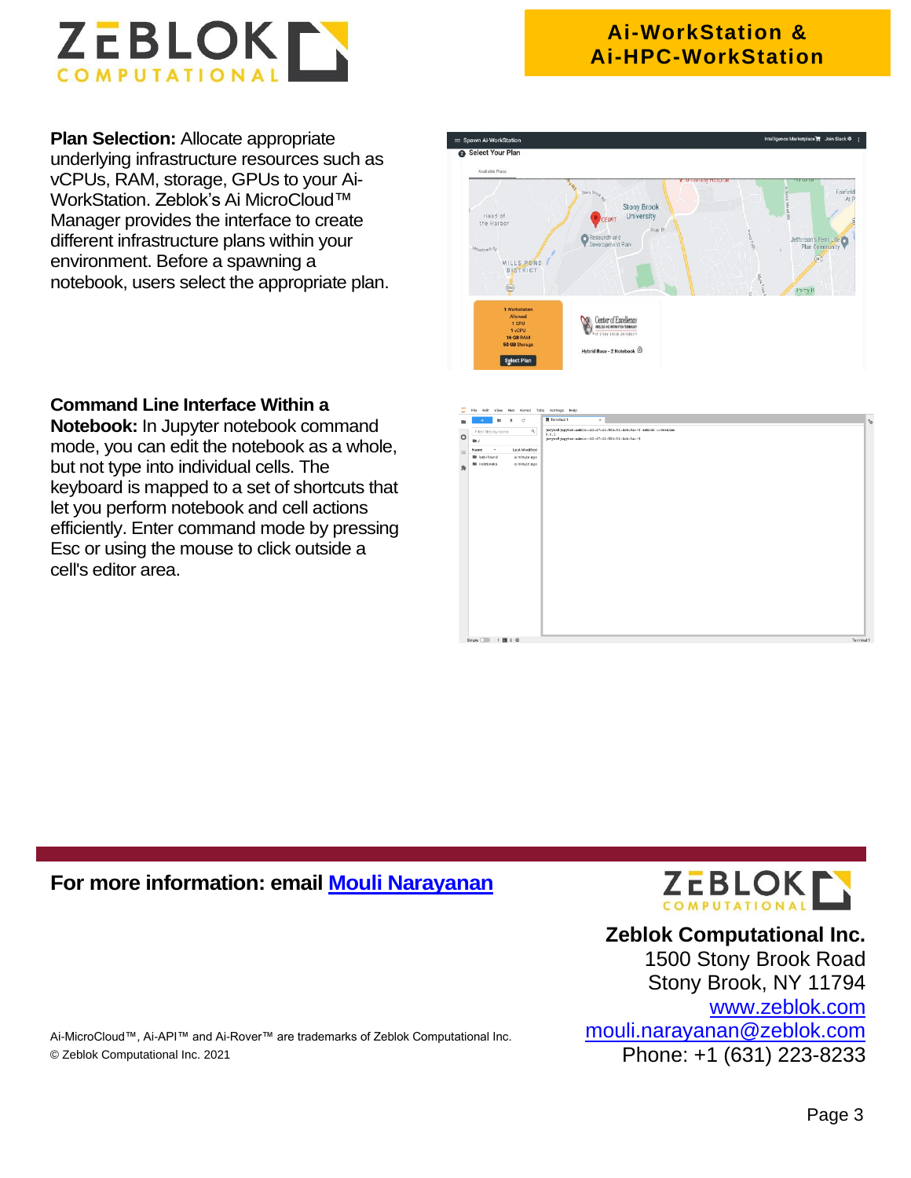**Plan Selection:** Allocate appropriate underlying infrastructure resources such as vCPUs, RAM, storage, GPUs to your Ai-WorkStation. Zeblok's Ai MicroCloud™ Manager provides the interface to create different infrastructure plans within your environment. Before a spawning a notebook, users select the appropriate plan.

**Command Line Interface Within a Notebook:** In Jupyter notebook command mode, you can edit the notebook as a whole, but not type into individual cells. The keyboard is mapped to a set of shortcuts that let you perform notebook and cell actions efficiently. Enter command mode by pressing Esc or using the mouse to click outside a cell's editor area.

**For more information: email [Mouli Narayanan](mailto:mouli.narayanan@zeblok.com)**

**Zeblok Computational Inc.**
1500 Stony Brook Road
Stony Brook, NY 11794
[www.zeblok.com](http://www.zeblok.com)
[mouli.narayanan@zeblok.com](mailto:mouli.narayanan@zeblok.com)
Phone: +1 (631) 223-8233

Ai-MicroCloud™, Ai-API™ and Ai-Rover™ are trademarks of Zeblok Computational Inc.
© Zeblok Computational Inc. 2021